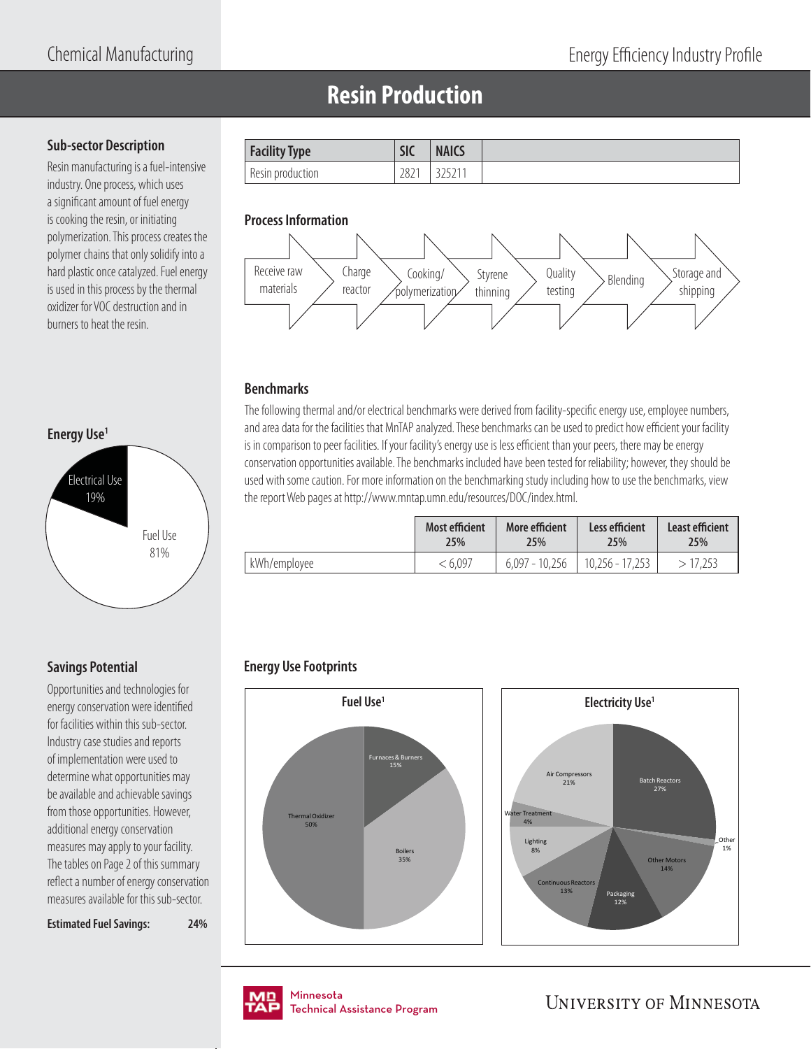# Resin Production

## Sub-sector Description

Resin manufacturing is a fuel-intensive industry. One process, which uses a significant amount of fuel energy is cooking the resin, or initiating polymerization. This process creates the polymer chains that only solidify into a hard plastic once catalyzed. Fuel energy is used in this process by the thermal oxidizer for VOC destruction and in burners to heat the resin.

| Facility Type | SIC | NAICS | |
|---|---|---|---|
| Resin production | 2821 | 325211 | |

## Process Information

Receive raw materials → Charge reactor → Cooking/ polymerization → Styrene thinning → Quality testing → Blending → Storage and shipping

## Energy Use[1]

Electrical Use
19%

Fuel Use
81%

## Benchmarks

The following thermal and/or electrical benchmarks were derived from facility-specific energy use, employee numbers, and area data for the facilities that MnTAP analyzed. These benchmarks can be used to predict how efficient your facility is in comparison to peer facilities. If your facility's energy use is less efficient than your peers, there may be energy conservation opportunities available. The benchmarks included have been tested for reliability; however, they should be used with some caution. For more information on the benchmarking study including how to use the benchmarks, view the report Web pages at http://www.mntap.umn.edu/resources/DOC/index.html.

| | Most efficient 25% | More efficient 25% | Less efficient 25% | Least efficient 25% |
|---|---|---|---|---|
| kWh/employee | < 6,097 | 6,097 - 10,256 | 10,256 - 17,253 | > 17,253 |

## Savings Potential

Opportunities and technologies for energy conservation were identified for facilities within this sub-sector. Industry case studies and reports of implementation were used to determine what opportunities may be available and achievable savings from those opportunities. However, additional energy conservation measures may apply to your facility. The tables on Page 2 of this summary reflect a number of energy conservation measures available for this sub-sector.

**Estimated Fuel Savings: 24%**

## Energy Use Footprints

**Fuel Use[1]**

Furnaces & Burners
15%

Boilers
35%

Thermal Oxidizer
50%

**Electricity Use[1]**

Batch Reactors
27%

Other
1%

Other Motors
14%

Packaging
12%

Continuous Reactors
13%

Lighting
8%

Water Treatment
4%

Air Compressors
21%

Minnesota Technical Assistance Program

University of Minnesota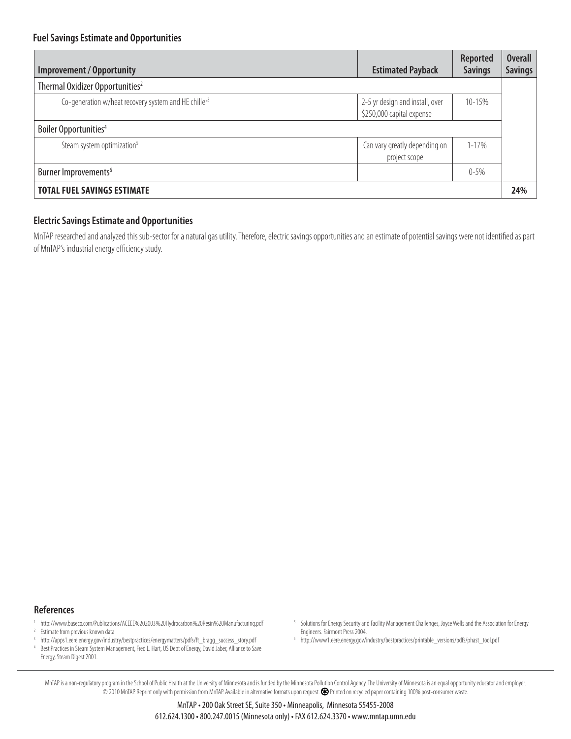### Fuel Savings Estimate and Opportunities

| Improvement / Opportunity | Estimated Payback | Reported Savings | Overall Savings |
|---|---|---|---|
| Thermal Oxidizer Opportunities[2] | | | |
| Co-generation w/heat recovery system and HE chiller[3] | 2-5 yr design and install, over \$250,000 capital expense | 10-15% | |
| Boiler Opportunities[4] | | | |
| Steam system optimization[5] | Can vary greatly depending on project scope | 1-17% | |
| Burner Improvements[6] | | 0-5% | |
| **TOTAL FUEL SAVINGS ESTIMATE** | | | **24%** |

### Electric Savings Estimate and Opportunities

MnTAP researched and analyzed this sub-sector for a natural gas utility. Therefore, electric savings opportunities and an estimate of potential savings were not identified as part of MnTAP's industrial energy efficiency study.

### References

1. http://www.baseco.com/Publications/ACEEE%202003%20Hydrocarbon%20Resin%20Manufacturing.pdf
2. Estimate from previous known data
3. http://apps1.eere.energy.gov/industry/bestpractices/energymatters/pdfs/ft_bragg_success_story.pdf
4. Best Practices in Steam System Management, Fred L. Hart, US Dept of Energy, David Jaber, Alliance to Save Energy, Steam Digest 2001.
5. Solutions for Energy Security and Facility Management Challenges, Joyce Wells and the Association for Energy Engineers. Fairmont Press 2004.
6. http://www1.eere.energy.gov/industry/bestpractices/printable_versions/pdfs/phast_tool.pdf

MnTAP is a non-regulatory program in the School of Public Health at the University of Minnesota and is funded by the Minnesota Pollution Control Agency. The University of Minnesota is an equal opportunity educator and employer. © 2010 MnTAP. Reprint only with permission from MnTAP. Available in alternative formats upon request. Printed on recycled paper containing 100% post-consumer waste.

MnTAP • 200 Oak Street SE, Suite 350 • Minneapolis, Minnesota 55455-2008
612.624.1300 • 800.247.0015 (Minnesota only) • FAX 612.624.3370 • www.mntap.umn.edu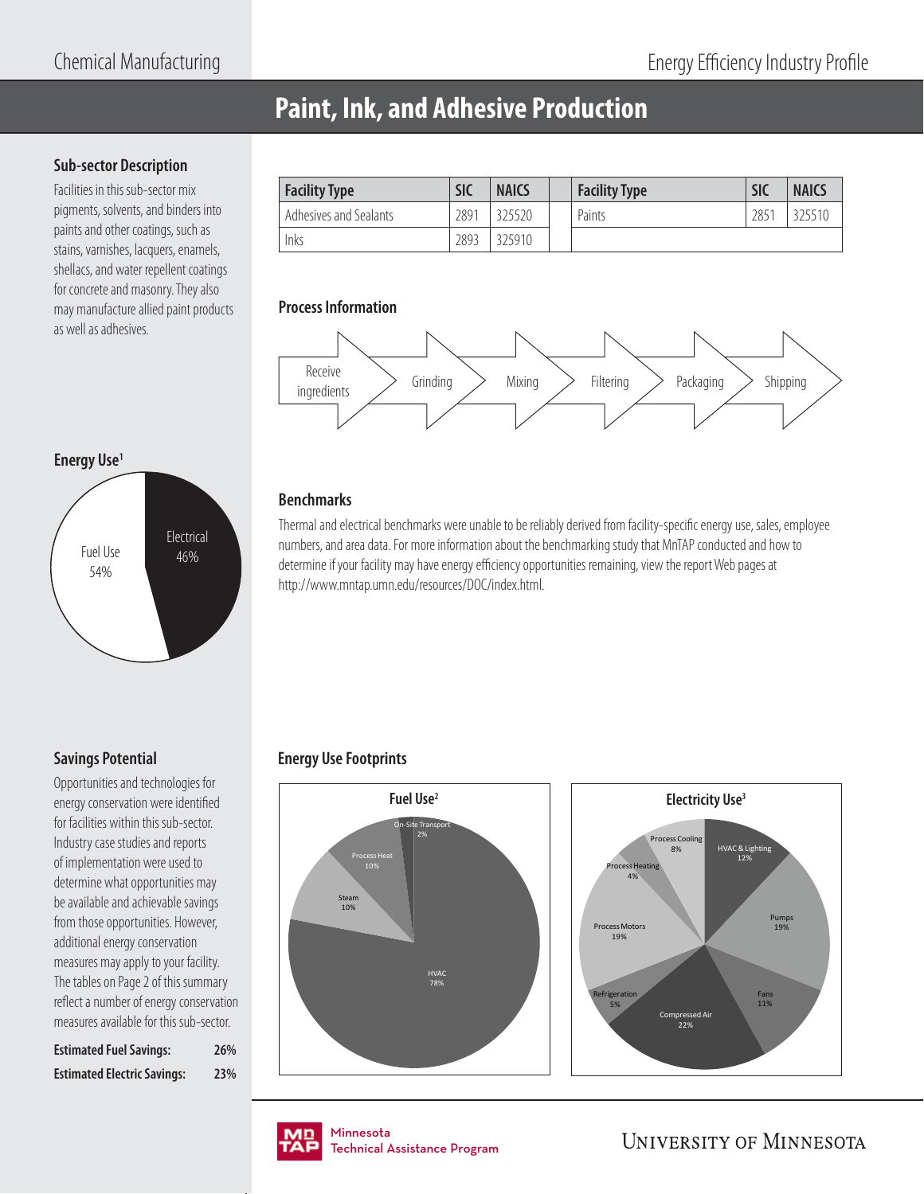# Paint, Ink, and Adhesive Production

## Sub-sector Description

Facilities in this sub-sector mix pigments, solvents, and binders into paints and other coatings, such as stains, varnishes, lacquers, enamels, shellacs, and water repellent coatings for concrete and masonry. They also may manufacture allied paint products as well as adhesives.

| Facility Type | SIC | NAICS | | Facility Type | SIC | NAICS |
|---|---|---|---|---|---|---|
| Adhesives and Sealants | 2891 | 325520 | | Paints | 2851 | 325510 |
| Inks | 2893 | 325910 | | | | |

## Process Information

Receive ingredients → Grinding → Mixing → Filtering → Packaging → Shipping

## Energy Use[1]

Electrical
46%

Fuel Use
54%

## Benchmarks

Thermal and electrical benchmarks were unable to be reliably derived from facility-specific energy use, sales, employee numbers, and area data. For more information about the benchmarking study that MnTAP conducted and how to determine if your facility may have energy efficiency opportunities remaining, view the report Web pages at http://www.mntap.umn.edu/resources/DOC/index.html.

## Savings Potential

Opportunities and technologies for energy conservation were identified for facilities within this sub-sector. Industry case studies and reports of implementation were used to determine what opportunities may be available and achievable savings from those opportunities. However, additional energy conservation measures may apply to your facility. The tables on Page 2 of this summary reflect a number of energy conservation measures available for this sub-sector.

**Estimated Fuel Savings:** 26%

**Estimated Electric Savings:** 23%

## Energy Use Footprints

**Fuel Use[2]**

On-Site Transport
2%

Process Heat
10%

Steam
10%

HVAC
78%

**Electricity Use[3]**

Process Cooling
8%

HVAC & Lighting
12%

Process Heating
4%

Pumps
19%

Process Motors
19%

Fans
11%

Refrigeration
5%

Compressed Air
22%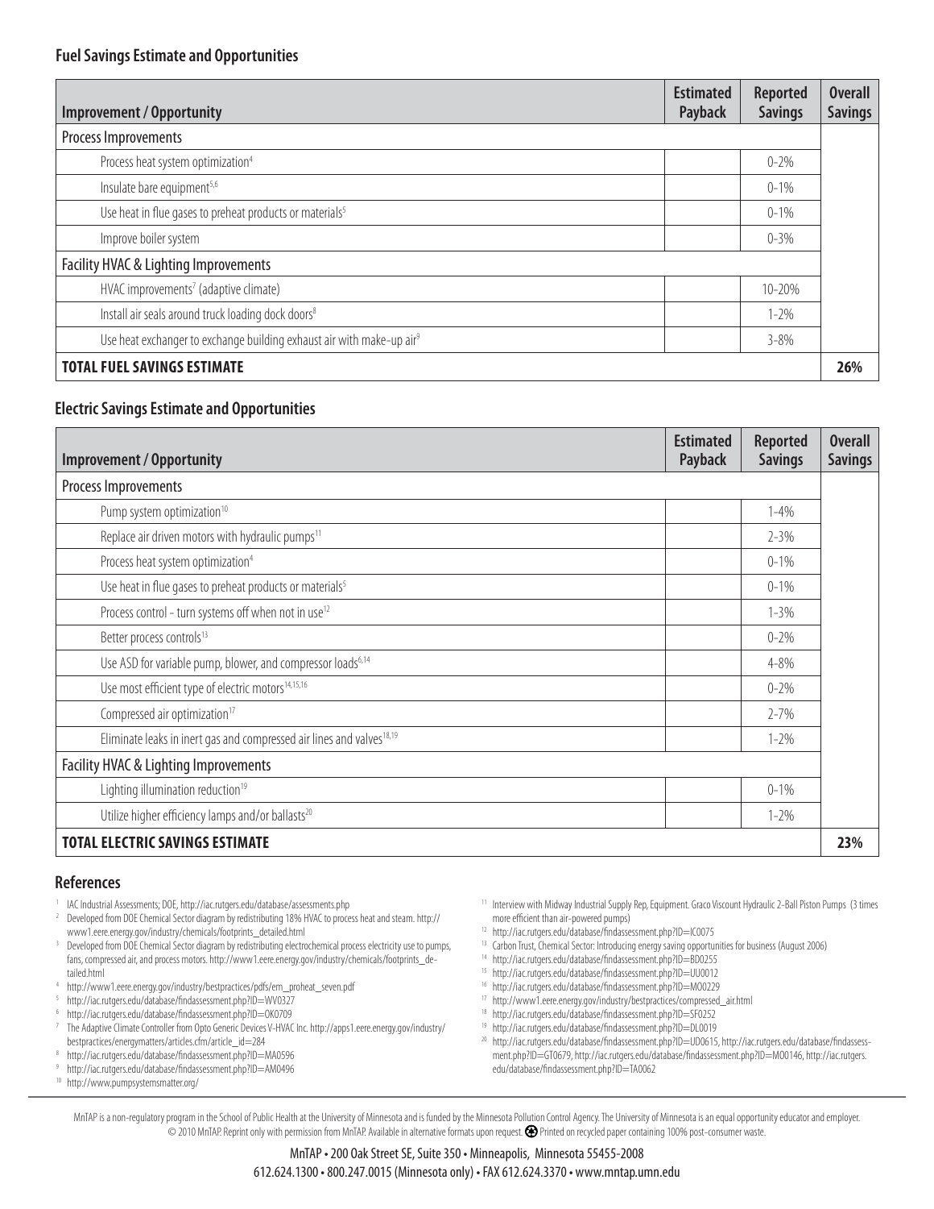### Fuel Savings Estimate and Opportunities

| Improvement / Opportunity | Estimated Payback | Reported Savings | Overall Savings |
|---|---|---|---|
| Process Improvements | | | |
| Process heat system optimization[4] | | 0-2% | |
| Insulate bare equipment[5,6] | | 0-1% | |
| Use heat in flue gases to preheat products or materials[5] | | 0-1% | |
| Improve boiler system | | 0-3% | |
| Facility HVAC & Lighting Improvements | | | |
| HVAC improvements[7] (adaptive climate) | | 10-20% | |
| Install air seals around truck loading dock doors[8] | | 1-2% | |
| Use heat exchanger to exchange building exhaust air with make-up air[9] | | 3-8% | |
| **TOTAL FUEL SAVINGS ESTIMATE** | | | **26%** |

### Electric Savings Estimate and Opportunities

| Improvement / Opportunity | Estimated Payback | Reported Savings | Overall Savings |
|---|---|---|---|
| Process Improvements | | | |
| Pump system optimization[10] | | 1-4% | |
| Replace air driven motors with hydraulic pumps[11] | | 2-3% | |
| Process heat system optimization[4] | | 0-1% | |
| Use heat in flue gases to preheat products or materials[5] | | 0-1% | |
| Process control - turn systems off when not in use[12] | | 1-3% | |
| Better process controls[13] | | 0-2% | |
| Use ASD for variable pump, blower, and compressor loads[6,14] | | 4-8% | |
| Use most efficient type of electric motors[14,15,16] | | 0-2% | |
| Compressed air optimization[17] | | 2-7% | |
| Eliminate leaks in inert gas and compressed air lines and valves[18,19] | | 1-2% | |
| Facility HVAC & Lighting Improvements | | | |
| Lighting illumination reduction[19] | | 0-1% | |
| Utilize higher efficiency lamps and/or ballasts[20] | | 1-2% | |
| **TOTAL ELECTRIC SAVINGS ESTIMATE** | | | **23%** |

## References

1. IAC Industrial Assessments; DOE, http://iac.rutgers.edu/database/assessments.php
2. Developed from DOE Chemical Sector diagram by redistributing 18% HVAC to process heat and steam. http://www1.eere.energy.gov/industry/chemicals/footprints_detailed.html
3. Developed from DOE Chemical Sector diagram by redistributing electrochemical process electricity use to pumps, fans, compressed air, and process motors. http://www1.eere.energy.gov/industry/chemicals/footprints_detailed.html
4. http://www1.eere.energy.gov/industry/bestpractices/pdfs/em_proheat_seven.pdf
5. http://iac.rutgers.edu/database/findassessment.php?ID=WV0327
6. http://iac.rutgers.edu/database/findassessment.php?ID=OK0709
7. The Adaptive Climate Controller from Opto Generic Devices V-HVAC Inc. http://apps1.eere.energy.gov/industry/bestpractices/energymatters/articles.cfm/article_id=284
8. http://iac.rutgers.edu/database/findassessment.php?ID=MA0596
9. http://iac.rutgers.edu/database/findassessment.php?ID=AM0496
10. http://www.pumpsystemsmatter.org/
11. Interview with Midway Industrial Supply Rep, Equipment. Graco Viscount Hydraulic 2-Ball Piston Pumps (3 times more efficient than air-powered pumps)
12. http://iac.rutgers.edu/database/findassessment.php?ID=IC0075
13. Carbon Trust, Chemical Sector: Introducing energy saving opportunities for business (August 2006)
14. http://iac.rutgers.edu/database/findassessment.php?ID=BD0255
15. http://iac.rutgers.edu/database/findassessment.php?ID=UU0012
16. http://iac.rutgers.edu/database/findassessment.php?ID=MO0229
17. http://www1.eere.energy.gov/industry/bestpractices/compressed_air.html
18. http://iac.rutgers.edu/database/findassessment.php?ID=SF0252
19. http://iac.rutgers.edu/database/findassessment.php?ID=DL0019
20. http://iac.rutgers.edu/database/findassessment.php?ID=UD0615, http://iac.rutgers.edu/database/findassessment.php?ID=GT0679, http://iac.rutgers.edu/database/findassessment.php?ID=MO0146, http://iac.rutgers.edu/database/findassessment.php?ID=TA0062

MnTAP is a non-regulatory program in the School of Public Health at the University of Minnesota and is funded by the Minnesota Pollution Control Agency. The University of Minnesota is an equal opportunity educator and employer. © 2010 MnTAP. Reprint only with permission from MnTAP. Available in alternative formats upon request. Printed on recycled paper containing 100% post-consumer waste.

MnTAP • 200 Oak Street SE, Suite 350 • Minneapolis, Minnesota 55455-2008
612.624.1300 • 800.247.0015 (Minnesota only) • FAX 612.624.3370 • www.mntap.umn.edu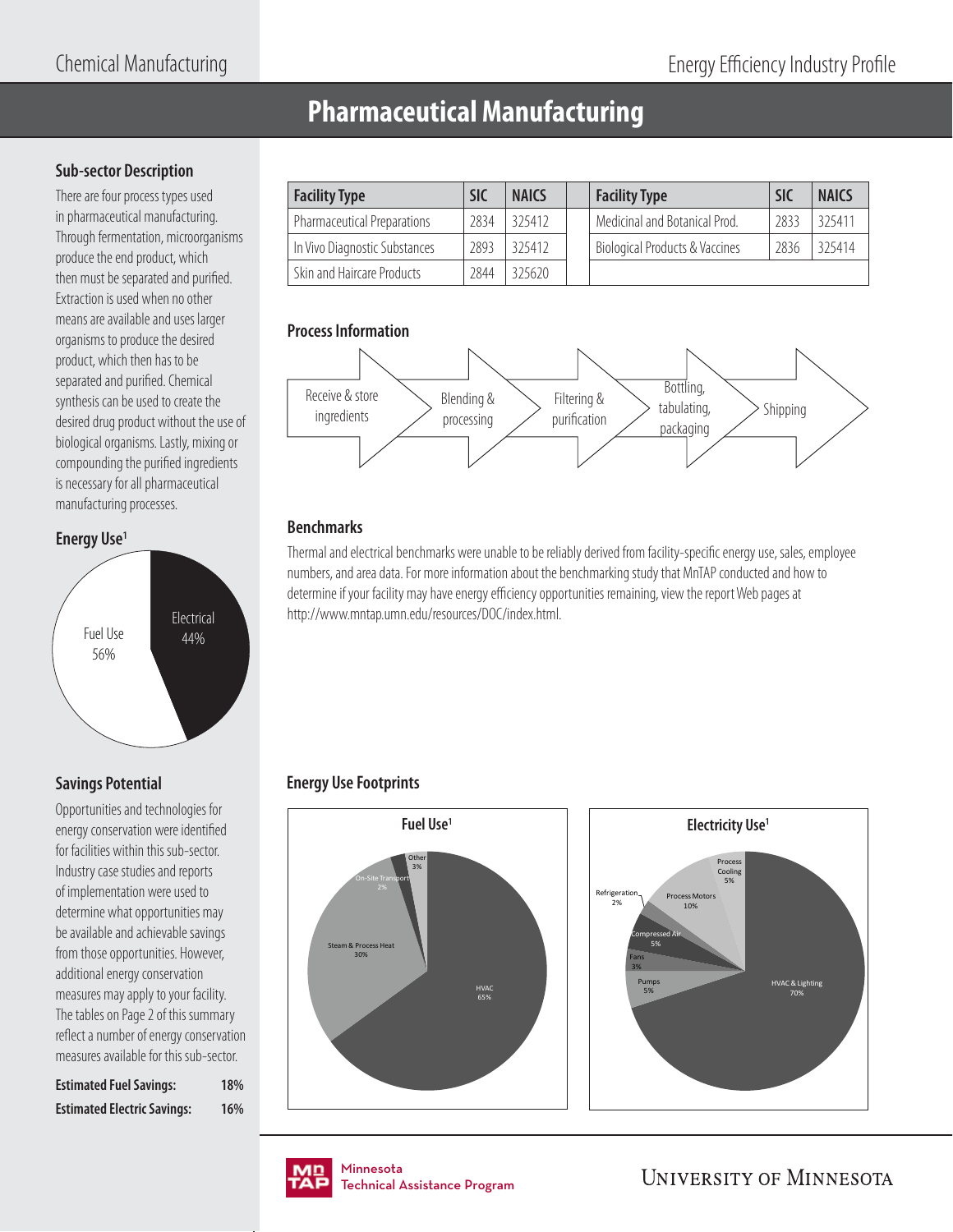# Pharmaceutical Manufacturing

## Sub-sector Description

There are four process types used in pharmaceutical manufacturing. Through fermentation, microorganisms produce the end product, which then must be separated and purified. Extraction is used when no other means are available and uses larger organisms to produce the desired product, which then has to be separated and purified. Chemical synthesis can be used to create the desired drug product without the use of biological organisms. Lastly, mixing or compounding the purified ingredients is necessary for all pharmaceutical manufacturing processes.

| Facility Type | SIC | NAICS | Facility Type | SIC | NAICS |
|---|---|---|---|---|---|
| Pharmaceutical Preparations | 2834 | 325412 | Medicinal and Botanical Prod. | 2833 | 325411 |
| In Vivo Diagnostic Substances | 2893 | 325412 | Biological Products & Vaccines | 2836 | 325414 |
| Skin and Haircare Products | 2844 | 325620 | | | |

## Process Information

Receive & store ingredients → Blending & processing → Filtering & purification → Bottling, tabulating, packaging → Shipping

## Energy Use[1]

Fuel Use
56%

Electrical
44%

## Benchmarks

Thermal and electrical benchmarks were unable to be reliably derived from facility-specific energy use, sales, employee numbers, and area data. For more information about the benchmarking study that MnTAP conducted and how to determine if your facility may have energy efficiency opportunities remaining, view the report Web pages at http://www.mntap.umn.edu/resources/DOC/index.html.

## Savings Potential

Opportunities and technologies for energy conservation were identified for facilities within this sub-sector. Industry case studies and reports of implementation were used to determine what opportunities may be available and achievable savings from those opportunities. However, additional energy conservation measures may apply to your facility. The tables on Page 2 of this summary reflect a number of energy conservation measures available for this sub-sector.

**Estimated Fuel Savings:** 18%

**Estimated Electric Savings:** 16%

## Energy Use Footprints

**Fuel Use[1]**

Other
3%

On-Site Transport
2%

Steam & Process Heat
30%

HVAC
65%

**Electricity Use[1]**

Process Cooling
5%

Refrigeration
2%

Process Motors
10%

Compressed Air
5%

Fans
3%

Pumps
5%

HVAC & Lighting
70%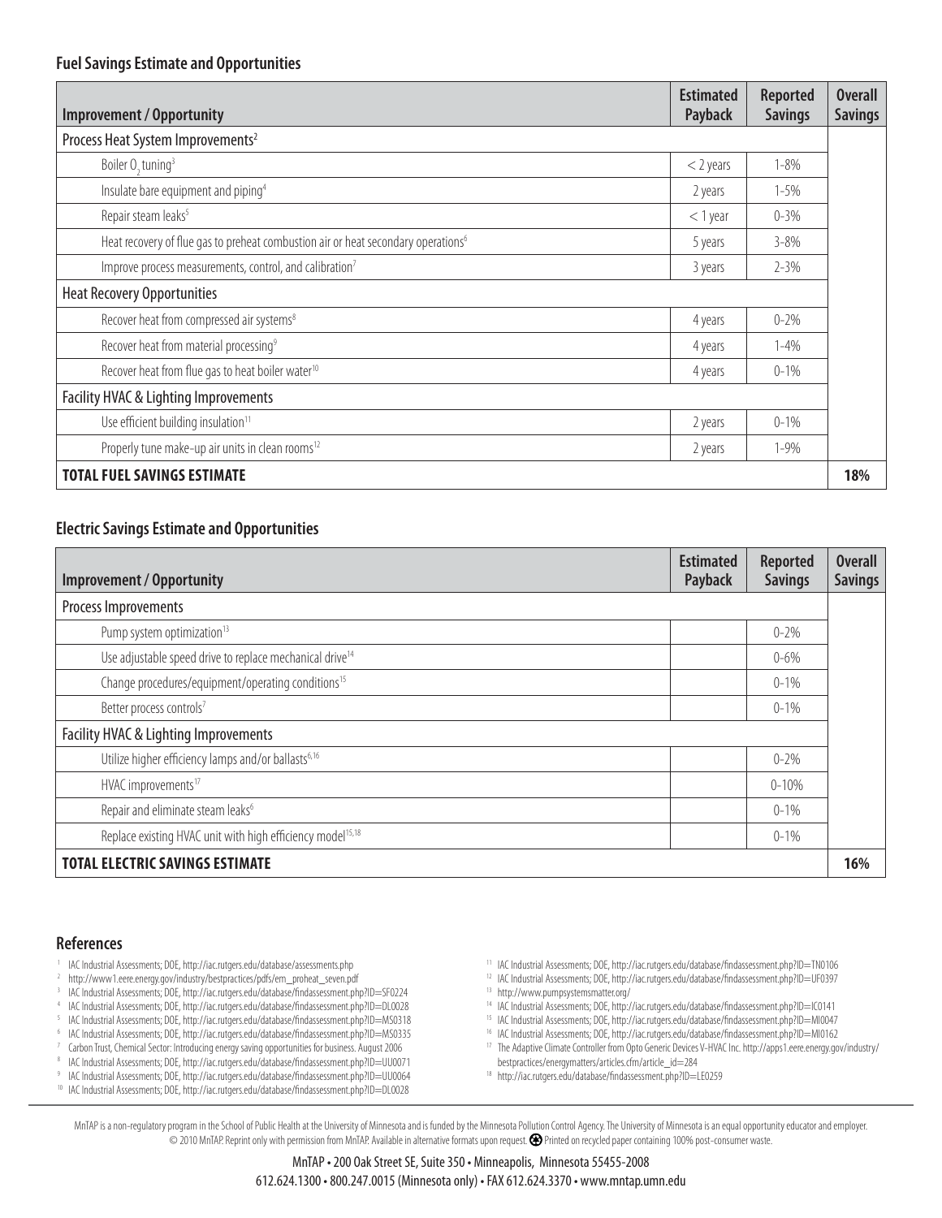### Fuel Savings Estimate and Opportunities

| Improvement / Opportunity | Estimated Payback | Reported Savings | Overall Savings |
|---|---|---|---|
| Process Heat System Improvements[2] | | | |
| Boiler $O_2$ tuning[3] | < 2 years | 1-8% | |
| Insulate bare equipment and piping[4] | 2 years | 1-5% | |
| Repair steam leaks[5] | < 1 year | 0-3% | |
| Heat recovery of flue gas to preheat combustion air or heat secondary operations[6] | 5 years | 3-8% | |
| Improve process measurements, control, and calibration[7] | 3 years | 2-3% | |
| Heat Recovery Opportunities | | | |
| Recover heat from compressed air systems[8] | 4 years | 0-2% | |
| Recover heat from material processing[9] | 4 years | 1-4% | |
| Recover heat from flue gas to heat boiler water[10] | 4 years | 0-1% | |
| Facility HVAC & Lighting Improvements | | | |
| Use efficient building insulation[11] | 2 years | 0-1% | |
| Properly tune make-up air units in clean rooms[12] | 2 years | 1-9% | |
| **TOTAL FUEL SAVINGS ESTIMATE** | | | **18%** |

### Electric Savings Estimate and Opportunities

| Improvement / Opportunity | Estimated Payback | Reported Savings | Overall Savings |
|---|---|---|---|
| Process Improvements | | | |
| Pump system optimization[13] | | 0-2% | |
| Use adjustable speed drive to replace mechanical drive[14] | | 0-6% | |
| Change procedures/equipment/operating conditions[15] | | 0-1% | |
| Better process controls[7] | | 0-1% | |
| Facility HVAC & Lighting Improvements | | | |
| Utilize higher efficiency lamps and/or ballasts[6,16] | | 0-2% | |
| HVAC improvements[17] | | 0-10% | |
| Repair and eliminate steam leaks[6] | | 0-1% | |
| Replace existing HVAC unit with high efficiency model[15,18] | | 0-1% | |
| **TOTAL ELECTRIC SAVINGS ESTIMATE** | | | **16%** |

### References

1. IAC Industrial Assessments; DOE, http://iac.rutgers.edu/database/assessments.php
2. http://www1.eere.energy.gov/industry/bestpractices/pdfs/em_proheat_seven.pdf
3. IAC Industrial Assessments; DOE, http://iac.rutgers.edu/database/findassessment.php?ID=SF0224
4. IAC Industrial Assessments; DOE, http://iac.rutgers.edu/database/findassessment.php?ID=DL0028
5. IAC Industrial Assessments; DOE, http://iac.rutgers.edu/database/findassessment.php?ID=MS0318
6. IAC Industrial Assessments; DOE, http://iac.rutgers.edu/database/findassessment.php?ID=MS0335
7. Carbon Trust, Chemical Sector: Introducing energy saving opportunities for business. August 2006
8. IAC Industrial Assessments; DOE, http://iac.rutgers.edu/database/findassessment.php?ID=UU0071
9. IAC Industrial Assessments; DOE, http://iac.rutgers.edu/database/findassessment.php?ID=UU0064
10. IAC Industrial Assessments; DOE, http://iac.rutgers.edu/database/findassessment.php?ID=DL0028
11. IAC Industrial Assessments; DOE, http://iac.rutgers.edu/database/findassessment.php?ID=TN0106
12. IAC Industrial Assessments; DOE, http://iac.rutgers.edu/database/findassessment.php?ID=UF0397
13. http://www.pumpsystemsmatter.org/
14. IAC Industrial Assessments; DOE, http://iac.rutgers.edu/database/findassessment.php?ID=IC0141
15. IAC Industrial Assessments; DOE, http://iac.rutgers.edu/database/findassessment.php?ID=MI0047
16. IAC Industrial Assessments; DOE, http://iac.rutgers.edu/database/findassessment.php?ID=MI0162
17. The Adaptive Climate Controller from Opto Generic Devices V-HVAC Inc. http://apps1.eere.energy.gov/industry/bestpractices/energymatters/articles.cfm/article_id=284
18. http://iac.rutgers.edu/database/findassessment.php?ID=LE0259

MnTAP is a non-regulatory program in the School of Public Health at the University of Minnesota and is funded by the Minnesota Pollution Control Agency. The University of Minnesota is an equal opportunity educator and employer. © 2010 MnTAP. Reprint only with permission from MnTAP. Available in alternative formats upon request. Printed on recycled paper containing 100% post-consumer waste.

MnTAP • 200 Oak Street SE, Suite 350 • Minneapolis, Minnesota 55455-2008
612.624.1300 • 800.247.0015 (Minnesota only) • FAX 612.624.3370 • www.mntap.umn.edu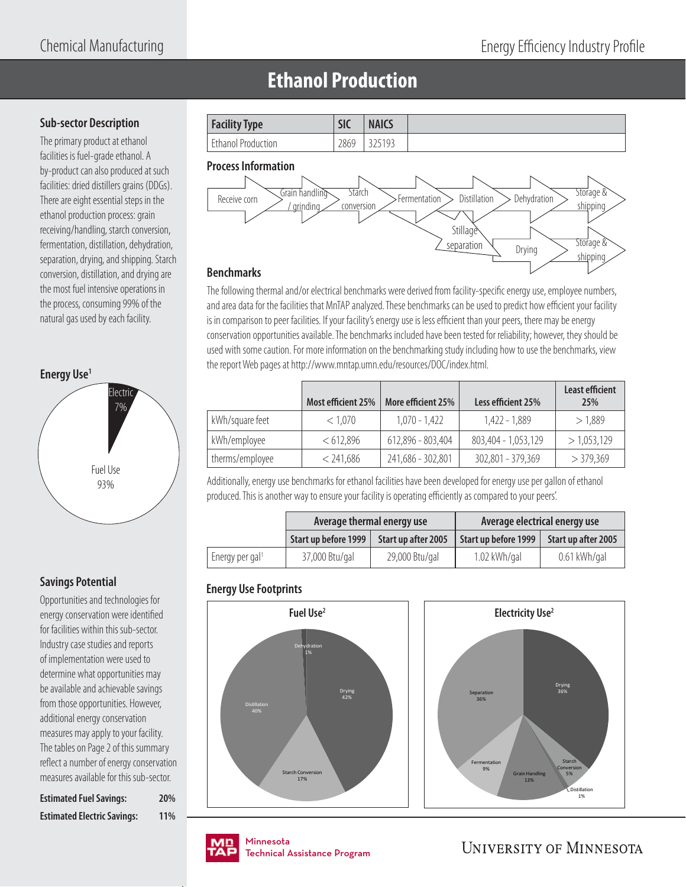Chemical Manufacturing

Energy Efficiency Industry Profile

# Ethanol Production

## Sub-sector Description

The primary product at ethanol facilities is fuel-grade ethanol. A by-product can also produced at such facilities: dried distillers grains (DDGs). There are eight essential steps in the ethanol production process: grain receiving/handling, starch conversion, fermentation, distillation, dehydration, separation, drying, and shipping. Starch conversion, distillation, and drying are the most fuel intensive operations in the process, consuming 99% of the natural gas used by each facility.

## Energy Use[1]

Electric
7%

Fuel Use
93%

## Savings Potential

Opportunities and technologies for energy conservation were identified for facilities within this sub-sector. Industry case studies and reports of implementation were used to determine what opportunities may be available and achievable savings from those opportunities. However, additional energy conservation measures may apply to your facility. The tables on Page 2 of this summary reflect a number of energy conservation measures available for this sub-sector.

**Estimated Fuel Savings:** 20%

**Estimated Electric Savings:** 11%

| Facility Type | SIC | NAICS |
|---|---|---|
| Ethanol Production | 2869 | 325193 |

## Process Information

Receive corn → Grain handling / grinding → Starch conversion → Fermentation → Distillation → Dehydration → Storage & shipping

Fermentation → Stillage separation → Drying → Storage & shipping

## Benchmarks

The following thermal and/or electrical benchmarks were derived from facility-specific energy use, employee numbers, and area data for the facilities that MnTAP analyzed. These benchmarks can be used to predict how efficient your facility is in comparison to peer facilities. If your facility's energy use is less efficient than your peers, there may be energy conservation opportunities available. The benchmarks included have been tested for reliability; however, they should be used with some caution. For more information on the benchmarking study including how to use the benchmarks, view the report Web pages at http://www.mntap.umn.edu/resources/DOC/index.html.

| | Most efficient 25% | More efficient 25% | Less efficient 25% | Least efficient 25% |
|---|---|---|---|---|
| kWh/square feet | < 1,070 | 1,070 - 1,422 | 1,422 - 1,889 | > 1,889 |
| kWh/employee | < 612,896 | 612,896 - 803,404 | 803,404 - 1,053,129 | > 1,053,129 |
| therms/employee | < 241,686 | 241,686 - 302,801 | 302,801 - 379,369 | > 379,369 |

Additionally, energy use benchmarks for ethanol facilities have been developed for energy use per gallon of ethanol produced. This is another way to ensure your facility is operating efficiently as compared to your peers'.

| | Average thermal energy use | | Average electrical energy use | |
|---|---|---|---|---|
| | Start up before 1999 | Start up after 2005 | Start up before 1999 | Start up after 2005 |
| Energy per gal[1] | 37,000 Btu/gal | 29,000 Btu/gal | 1.02 kWh/gal | 0.61 kWh/gal |

## Energy Use Footprints

**Fuel Use[2]**

Dehydration
1%

Drying
42%

Distillation
40%

Starch Conversion
17%

**Electricity Use[2]**

Drying
36%

Separation
36%

Fermentation
9%

Grain Handling
13%

Starch Conversion
5%

Distillation
1%

Minnesota Technical Assistance Program

University of Minnesota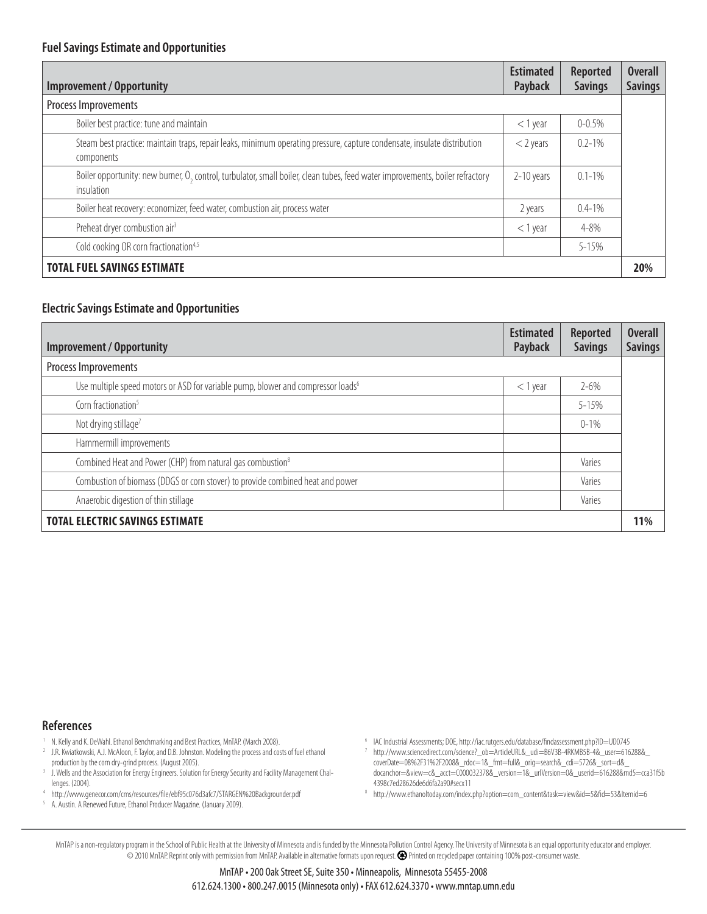### Fuel Savings Estimate and Opportunities

| Improvement / Opportunity | Estimated Payback | Reported Savings | Overall Savings |
|---|---|---|---|
| Process Improvements | | | |
| Boiler best practice: tune and maintain | < 1 year | 0–0.5% | |
| Steam best practice: maintain traps, repair leaks, minimum operating pressure, capture condensate, insulate distribution components | < 2 years | 0.2–1% | |
| Boiler opportunity: new burner, $O_2$ control, turbulator, small boiler, clean tubes, feed water improvements, boiler refractory insulation | 2–10 years | 0.1–1% | |
| Boiler heat recovery: economizer, feed water, combustion air, process water | 2 years | 0.4–1% | |
| Preheat dryer combustion air[3] | < 1 year | 4–8% | |
| Cold cooking OR corn fractionation[4,5] | | 5–15% | |
| **TOTAL FUEL SAVINGS ESTIMATE** | | | **20%** |

### Electric Savings Estimate and Opportunities

| Improvement / Opportunity | Estimated Payback | Reported Savings | Overall Savings |
|---|---|---|---|
| Process Improvements | | | |
| Use multiple speed motors or ASD for variable pump, blower and compressor loads[6] | < 1 year | 2–6% | |
| Corn fractionation[5] | | 5–15% | |
| Not drying stillage[7] | | 0–1% | |
| Hammermill improvements | | | |
| Combined Heat and Power (CHP) from natural gas combustion[8] | | Varies | |
| Combustion of biomass (DDGS or corn stover) to provide combined heat and power | | Varies | |
| Anaerobic digestion of thin stillage | | Varies | |
| **TOTAL ELECTRIC SAVINGS ESTIMATE** | | | **11%** |

### References

1. N. Kelly and K. DeWahl. Ethanol Benchmarking and Best Practices, MnTAP. (March 2008).
2. J.R. Kwiatkowski, A.J. McAloon, F. Taylor, and D.B. Johnston. Modeling the process and costs of fuel ethanol production by the corn dry-grind process. (August 2005).
3. J. Wells and the Association for Energy Engineers. Solution for Energy Security and Facility Management Challenges. (2004).
4. http://www.genecor.com/cms/resources/file/ebf95c076d3afc7/STARGEN%20Backgrounder.pdf
5. A. Austin. A Renewed Future, Ethanol Producer Magazine. (January 2009).
6. IAC Industrial Assessments; DOE, http://iac.rutgers.edu/database/findassessment.php?ID=UD0745
7. http://www.sciencedirect.com/science?_ob=ArticleURL&_udi=B6V3B-4RKMB5B-4&_user=616288&_coverDate=08%2F31%2F2008&_rdoc=1&_fmt=full&_orig=search&_cdi=5726&_sort=d&_docanchor=&view=c&_acct=C000032378&_version=1&_urlVersion=0&_userid=616288&md5=cca31f5b4398c7ed28626de6d6fa2a90#secx11
8. http://www.ethanoltoday.com/index.php?option=com_content&task=view&id=5&fid=53&Itemid=6

MnTAP is a non-regulatory program in the School of Public Health at the University of Minnesota and is funded by the Minnesota Pollution Control Agency. The University of Minnesota is an equal opportunity educator and employer. © 2010 MnTAP. Reprint only with permission from MnTAP. Available in alternative formats upon request. Printed on recycled paper containing 100% post-consumer waste.

MnTAP • 200 Oak Street SE, Suite 350 • Minneapolis, Minnesota 55455-2008
612.624.1300 • 800.247.0015 (Minnesota only) • FAX 612.624.3370 • www.mntap.umn.edu